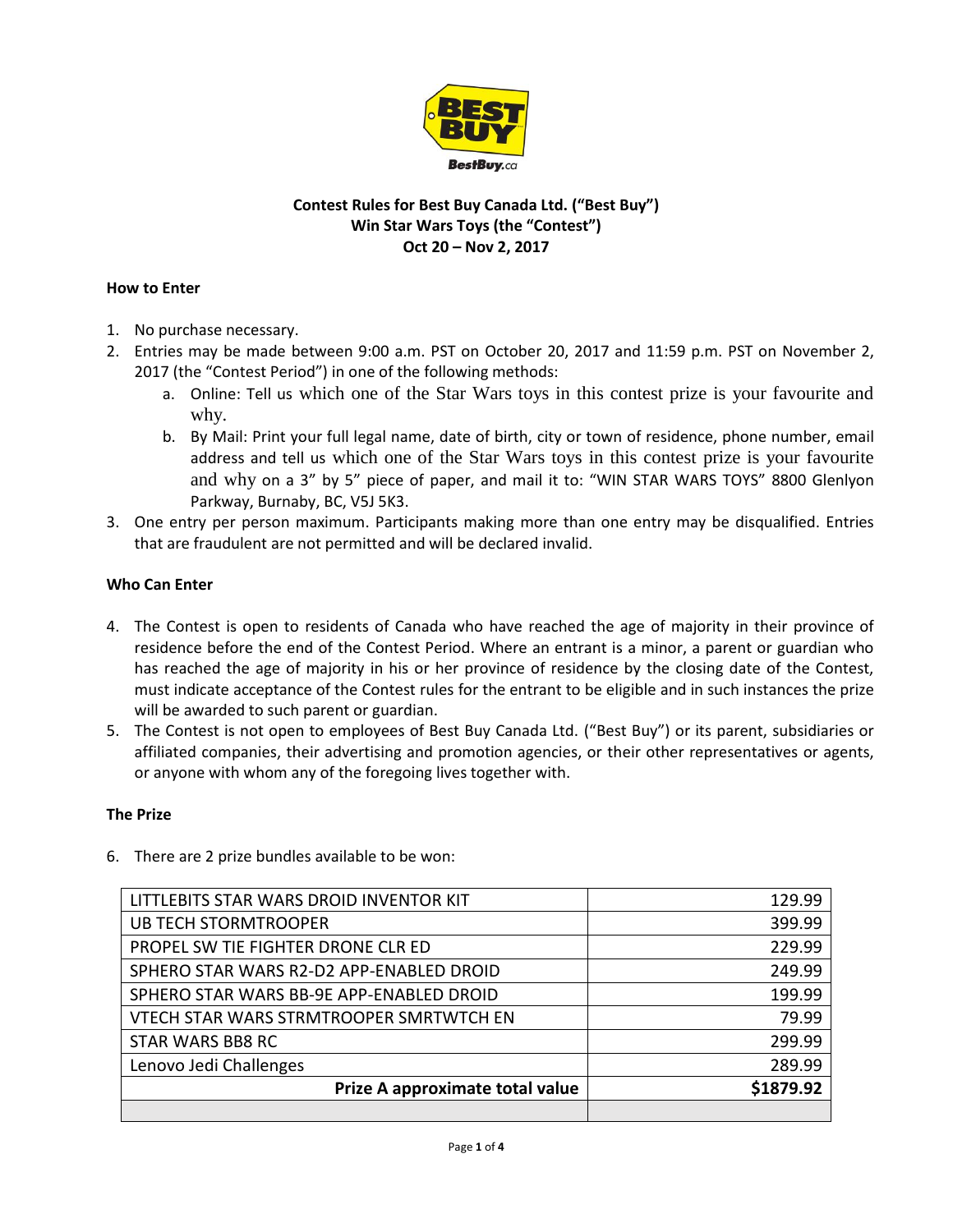BestBuy.ca

**Contest Rules for Best Buy Canada Ltd. ("Best Buy")**
**Win Star Wars Toys (the "Contest")**
**Oct 20 – Nov 2, 2017**

**How to Enter**

1. No purchase necessary.
2. Entries may be made between 9:00 a.m. PST on October 20, 2017 and 11:59 p.m. PST on November 2, 2017 (the "Contest Period") in one of the following methods:
   a. Online: Tell us which one of the Star Wars toys in this contest prize is your favourite and why.
   b. By Mail: Print your full legal name, date of birth, city or town of residence, phone number, email address and tell us which one of the Star Wars toys in this contest prize is your favourite and why on a 3" by 5" piece of paper, and mail it to: "WIN STAR WARS TOYS" 8800 Glenlyon Parkway, Burnaby, BC, V5J 5K3.
3. One entry per person maximum. Participants making more than one entry may be disqualified. Entries that are fraudulent are not permitted and will be declared invalid.

**Who Can Enter**

4. The Contest is open to residents of Canada who have reached the age of majority in their province of residence before the end of the Contest Period. Where an entrant is a minor, a parent or guardian who has reached the age of majority in his or her province of residence by the closing date of the Contest, must indicate acceptance of the Contest rules for the entrant to be eligible and in such instances the prize will be awarded to such parent or guardian.
5. The Contest is not open to employees of Best Buy Canada Ltd. ("Best Buy") or its parent, subsidiaries or affiliated companies, their advertising and promotion agencies, or their other representatives or agents, or anyone with whom any of the foregoing lives together with.

**The Prize**

6. There are 2 prize bundles available to be won:

| | |
|---|---:|
| LITTLEBITS STAR WARS DROID INVENTOR KIT | 129.99 |
| UB TECH STORMTROOPER | 399.99 |
| PROPEL SW TIE FIGHTER DRONE CLR ED | 229.99 |
| SPHERO STAR WARS R2-D2 APP-ENABLED DROID | 249.99 |
| SPHERO STAR WARS BB-9E APP-ENABLED DROID | 199.99 |
| VTECH STAR WARS STRMTROOPER SMRTWTCH EN | 79.99 |
| STAR WARS BB8 RC | 299.99 |
| Lenovo Jedi Challenges | 289.99 |
| **Prize A approximate total value** | **$1879.92** |
| | |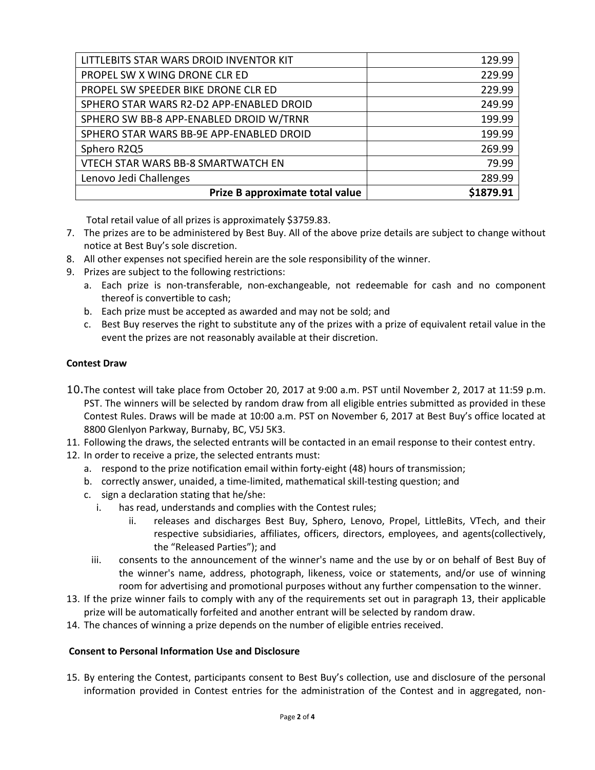| LITTLEBITS STAR WARS DROID INVENTOR KIT | 129.99 |
| --- | --- |
| PROPEL SW X WING DRONE CLR ED | 229.99 |
| PROPEL SW SPEEDER BIKE DRONE CLR ED | 229.99 |
| SPHERO STAR WARS R2-D2 APP-ENABLED DROID | 249.99 |
| SPHERO SW BB-8 APP-ENABLED DROID W/TRNR | 199.99 |
| SPHERO STAR WARS BB-9E APP-ENABLED DROID | 199.99 |
| Sphero R2Q5 | 269.99 |
| VTECH STAR WARS BB-8 SMARTWATCH EN | 79.99 |
| Lenovo Jedi Challenges | 289.99 |
| **Prize B approximate total value** | **$1879.91** |

Total retail value of all prizes is approximately $3759.83.

7. The prizes are to be administered by Best Buy. All of the above prize details are subject to change without notice at Best Buy's sole discretion.
8. All other expenses not specified herein are the sole responsibility of the winner.
9. Prizes are subject to the following restrictions:
   a. Each prize is non-transferable, non-exchangeable, not redeemable for cash and no component thereof is convertible to cash;
   b. Each prize must be accepted as awarded and may not be sold; and
   c. Best Buy reserves the right to substitute any of the prizes with a prize of equivalent retail value in the event the prizes are not reasonably available at their discretion.

**Contest Draw**

10. The contest will take place from October 20, 2017 at 9:00 a.m. PST until November 2, 2017 at 11:59 p.m. PST. The winners will be selected by random draw from all eligible entries submitted as provided in these Contest Rules. Draws will be made at 10:00 a.m. PST on November 6, 2017 at Best Buy's office located at 8800 Glenlyon Parkway, Burnaby, BC, V5J 5K3.
11. Following the draws, the selected entrants will be contacted in an email response to their contest entry.
12. In order to receive a prize, the selected entrants must:
    a. respond to the prize notification email within forty-eight (48) hours of transmission;
    b. correctly answer, unaided, a time-limited, mathematical skill-testing question; and
    c. sign a declaration stating that he/she:
       i. has read, understands and complies with the Contest rules;
       ii. releases and discharges Best Buy, Sphero, Lenovo, Propel, LittleBits, VTech, and their respective subsidiaries, affiliates, officers, directors, employees, and agents(collectively, the "Released Parties"); and
       iii. consents to the announcement of the winner's name and the use by or on behalf of Best Buy of the winner's name, address, photograph, likeness, voice or statements, and/or use of winning room for advertising and promotional purposes without any further compensation to the winner.
13. If the prize winner fails to comply with any of the requirements set out in paragraph 13, their applicable prize will be automatically forfeited and another entrant will be selected by random draw.
14. The chances of winning a prize depends on the number of eligible entries received.

**Consent to Personal Information Use and Disclosure**

15. By entering the Contest, participants consent to Best Buy's collection, use and disclosure of the personal information provided in Contest entries for the administration of the Contest and in aggregated, non-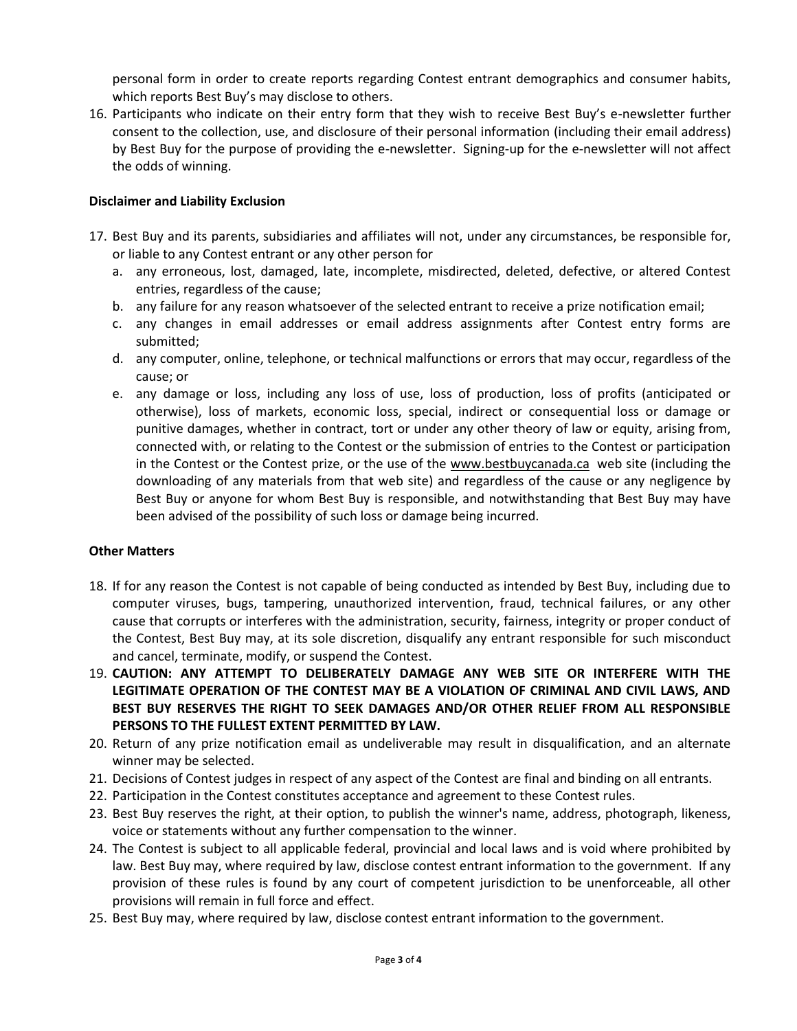personal form in order to create reports regarding Contest entrant demographics and consumer habits, which reports Best Buy's may disclose to others.

16. Participants who indicate on their entry form that they wish to receive Best Buy's e-newsletter further consent to the collection, use, and disclosure of their personal information (including their email address) by Best Buy for the purpose of providing the e-newsletter. Signing-up for the e-newsletter will not affect the odds of winning.

**Disclaimer and Liability Exclusion**

17. Best Buy and its parents, subsidiaries and affiliates will not, under any circumstances, be responsible for, or liable to any Contest entrant or any other person for
    a. any erroneous, lost, damaged, late, incomplete, misdirected, deleted, defective, or altered Contest entries, regardless of the cause;
    b. any failure for any reason whatsoever of the selected entrant to receive a prize notification email;
    c. any changes in email addresses or email address assignments after Contest entry forms are submitted;
    d. any computer, online, telephone, or technical malfunctions or errors that may occur, regardless of the cause; or
    e. any damage or loss, including any loss of use, loss of production, loss of profits (anticipated or otherwise), loss of markets, economic loss, special, indirect or consequential loss or damage or punitive damages, whether in contract, tort or under any other theory of law or equity, arising from, connected with, or relating to the Contest or the submission of entries to the Contest or participation in the Contest or the Contest prize, or the use of the www.bestbuycanada.ca web site (including the downloading of any materials from that web site) and regardless of the cause or any negligence by Best Buy or anyone for whom Best Buy is responsible, and notwithstanding that Best Buy may have been advised of the possibility of such loss or damage being incurred.

**Other Matters**

18. If for any reason the Contest is not capable of being conducted as intended by Best Buy, including due to computer viruses, bugs, tampering, unauthorized intervention, fraud, technical failures, or any other cause that corrupts or interferes with the administration, security, fairness, integrity or proper conduct of the Contest, Best Buy may, at its sole discretion, disqualify any entrant responsible for such misconduct and cancel, terminate, modify, or suspend the Contest.
19. **CAUTION: ANY ATTEMPT TO DELIBERATELY DAMAGE ANY WEB SITE OR INTERFERE WITH THE LEGITIMATE OPERATION OF THE CONTEST MAY BE A VIOLATION OF CRIMINAL AND CIVIL LAWS, AND BEST BUY RESERVES THE RIGHT TO SEEK DAMAGES AND/OR OTHER RELIEF FROM ALL RESPONSIBLE PERSONS TO THE FULLEST EXTENT PERMITTED BY LAW.**
20. Return of any prize notification email as undeliverable may result in disqualification, and an alternate winner may be selected.
21. Decisions of Contest judges in respect of any aspect of the Contest are final and binding on all entrants.
22. Participation in the Contest constitutes acceptance and agreement to these Contest rules.
23. Best Buy reserves the right, at their option, to publish the winner's name, address, photograph, likeness, voice or statements without any further compensation to the winner.
24. The Contest is subject to all applicable federal, provincial and local laws and is void where prohibited by law. Best Buy may, where required by law, disclose contest entrant information to the government. If any provision of these rules is found by any court of competent jurisdiction to be unenforceable, all other provisions will remain in full force and effect.
25. Best Buy may, where required by law, disclose contest entrant information to the government.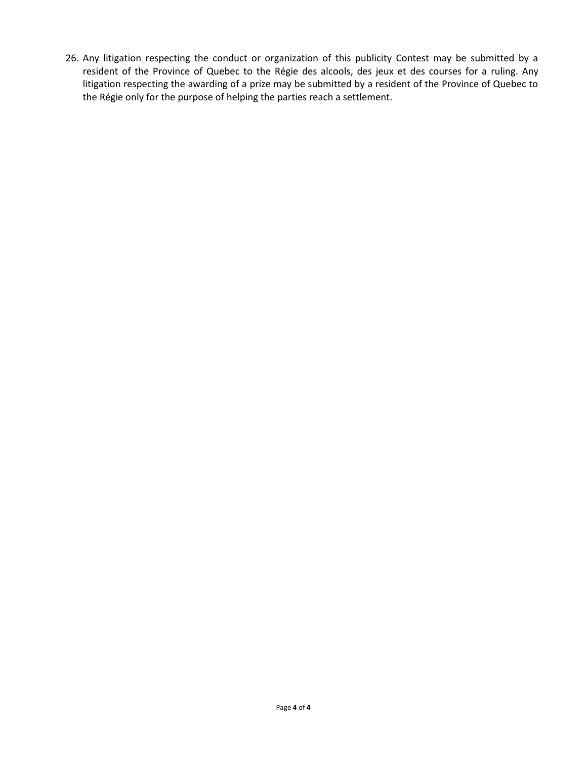26. Any litigation respecting the conduct or organization of this publicity Contest may be submitted by a resident of the Province of Quebec to the Régie des alcools, des jeux et des courses for a ruling. Any litigation respecting the awarding of a prize may be submitted by a resident of the Province of Quebec to the Régie only for the purpose of helping the parties reach a settlement.